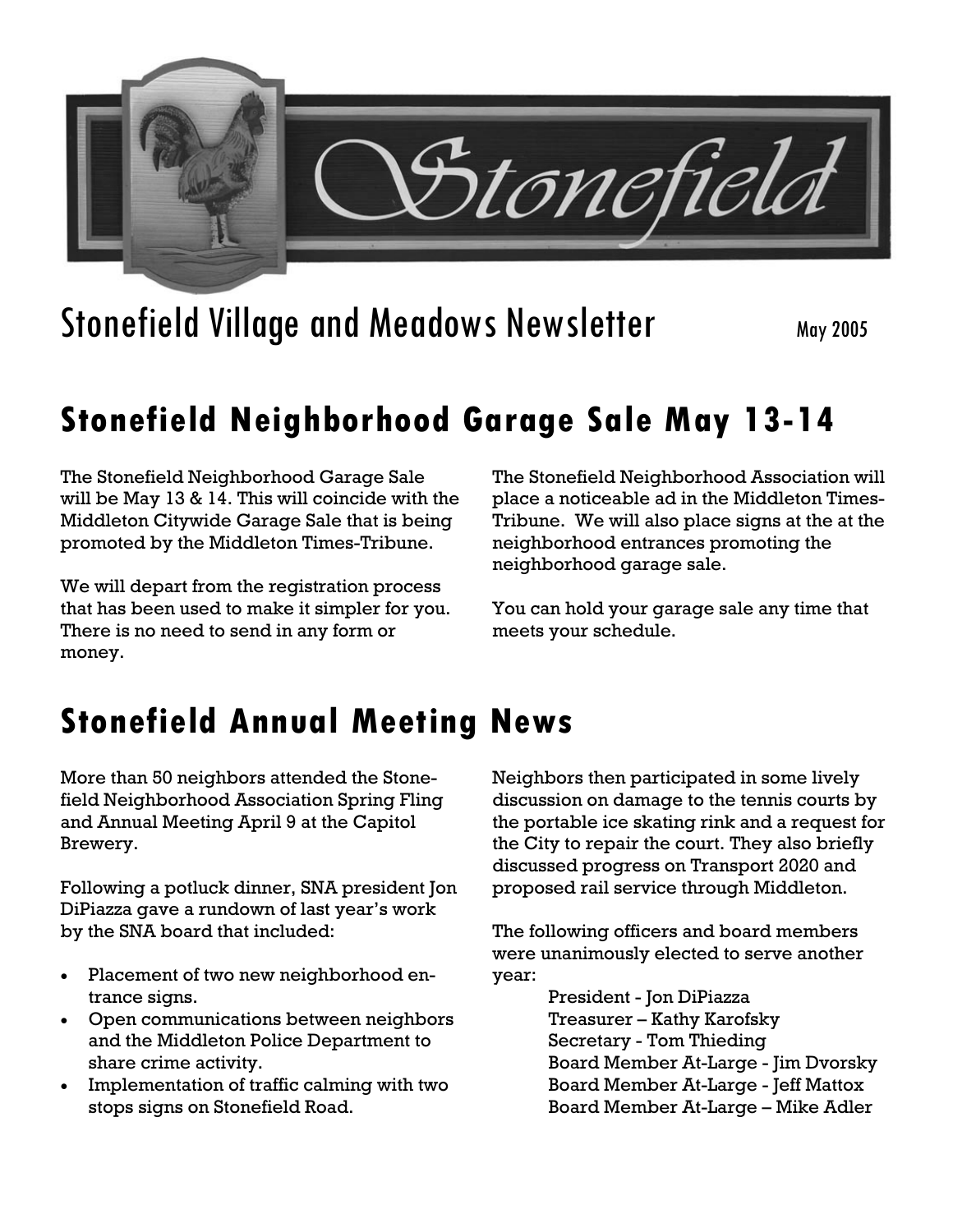Stonefield

# Stonefield Village and Meadows Newsletter

May 2005

## Stonefield Neighborhood Garage Sale May 13-14

The Stonefield Neighborhood Garage Sale will be May 13 & 14. This will coincide with the Middleton Citywide Garage Sale that is being promoted by the Middleton Times-Tribune.

We will depart from the registration process that has been used to make it simpler for you. There is no need to send in any form or money.

The Stonefield Neighborhood Association will place a noticeable ad in the Middleton Times-Tribune. We will also place signs at the at the neighborhood entrances promoting the neighborhood garage sale.

You can hold your garage sale any time that meets your schedule.

## Stonefield Annual Meeting News

More than 50 neighbors attended the Stonefield Neighborhood Association Spring Fling and Annual Meeting April 9 at the Capitol Brewery.

Following a potluck dinner, SNA president Jon DiPiazza gave a rundown of last year's work by the SNA board that included:

- Placement of two new neighborhood entrance signs.
- Open communications between neighbors and the Middleton Police Department to share crime activity.
- Implementation of traffic calming with two stops signs on Stonefield Road.

Neighbors then participated in some lively discussion on damage to the tennis courts by the portable ice skating rink and a request for the City to repair the court. They also briefly discussed progress on Transport 2020 and proposed rail service through Middleton.

The following officers and board members were unanimously elected to serve another year:

President - Jon DiPiazza
Treasurer – Kathy Karofsky
Secretary - Tom Thieding
Board Member At-Large - Jim Dvorsky
Board Member At-Large - Jeff Mattox
Board Member At-Large – Mike Adler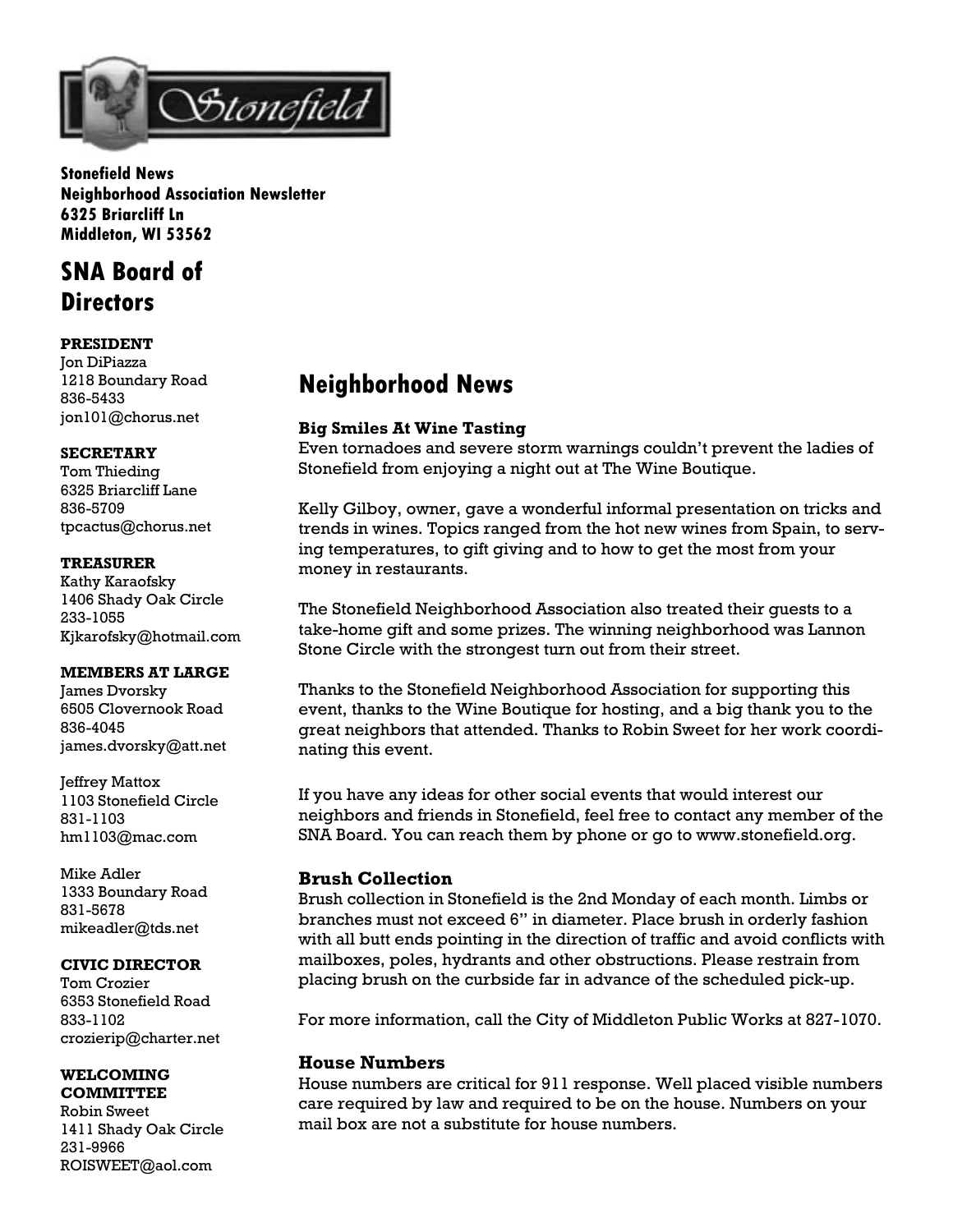**Stonefield News**
**Neighborhood Association Newsletter**
**6325 Briarcliff Ln**
**Middleton, WI 53562**

## SNA Board of Directors

**PRESIDENT**
Jon DiPiazza
1218 Boundary Road
836-5433
jon101@chorus.net

**SECRETARY**
Tom Thieding
6325 Briarcliff Lane
836-5709
tpcactus@chorus.net

**TREASURER**
Kathy Karaofsky
1406 Shady Oak Circle
233-1055
Kjkarofsky@hotmail.com

**MEMBERS AT LARGE**
James Dvorsky
6505 Clovernook Road
836-4045
james.dvorsky@att.net

Jeffrey Mattox
1103 Stonefield Circle
831-1103
hm1103@mac.com

Mike Adler
1333 Boundary Road
831-5678
mikeadler@tds.net

**CIVIC DIRECTOR**
Tom Crozier
6353 Stonefield Road
833-1102
crozierip@charter.net

**WELCOMING COMMITTEE**
Robin Sweet
1411 Shady Oak Circle
231-9966
ROISWEET@aol.com

# Neighborhood News

### Big Smiles At Wine Tasting

Even tornadoes and severe storm warnings couldn't prevent the ladies of Stonefield from enjoying a night out at The Wine Boutique.

Kelly Gilboy, owner, gave a wonderful informal presentation on tricks and trends in wines. Topics ranged from the hot new wines from Spain, to serving temperatures, to gift giving and to how to get the most from your money in restaurants.

The Stonefield Neighborhood Association also treated their guests to a take-home gift and some prizes. The winning neighborhood was Lannon Stone Circle with the strongest turn out from their street.

Thanks to the Stonefield Neighborhood Association for supporting this event, thanks to the Wine Boutique for hosting, and a big thank you to the great neighbors that attended. Thanks to Robin Sweet for her work coordinating this event.

If you have any ideas for other social events that would interest our neighbors and friends in Stonefield, feel free to contact any member of the SNA Board. You can reach them by phone or go to www.stonefield.org.

### Brush Collection

Brush collection in Stonefield is the 2nd Monday of each month. Limbs or branches must not exceed 6" in diameter. Place brush in orderly fashion with all butt ends pointing in the direction of traffic and avoid conflicts with mailboxes, poles, hydrants and other obstructions. Please restrain from placing brush on the curbside far in advance of the scheduled pick-up.

For more information, call the City of Middleton Public Works at 827-1070.

### House Numbers

House numbers are critical for 911 response. Well placed visible numbers care required by law and required to be on the house. Numbers on your mail box are not a substitute for house numbers.